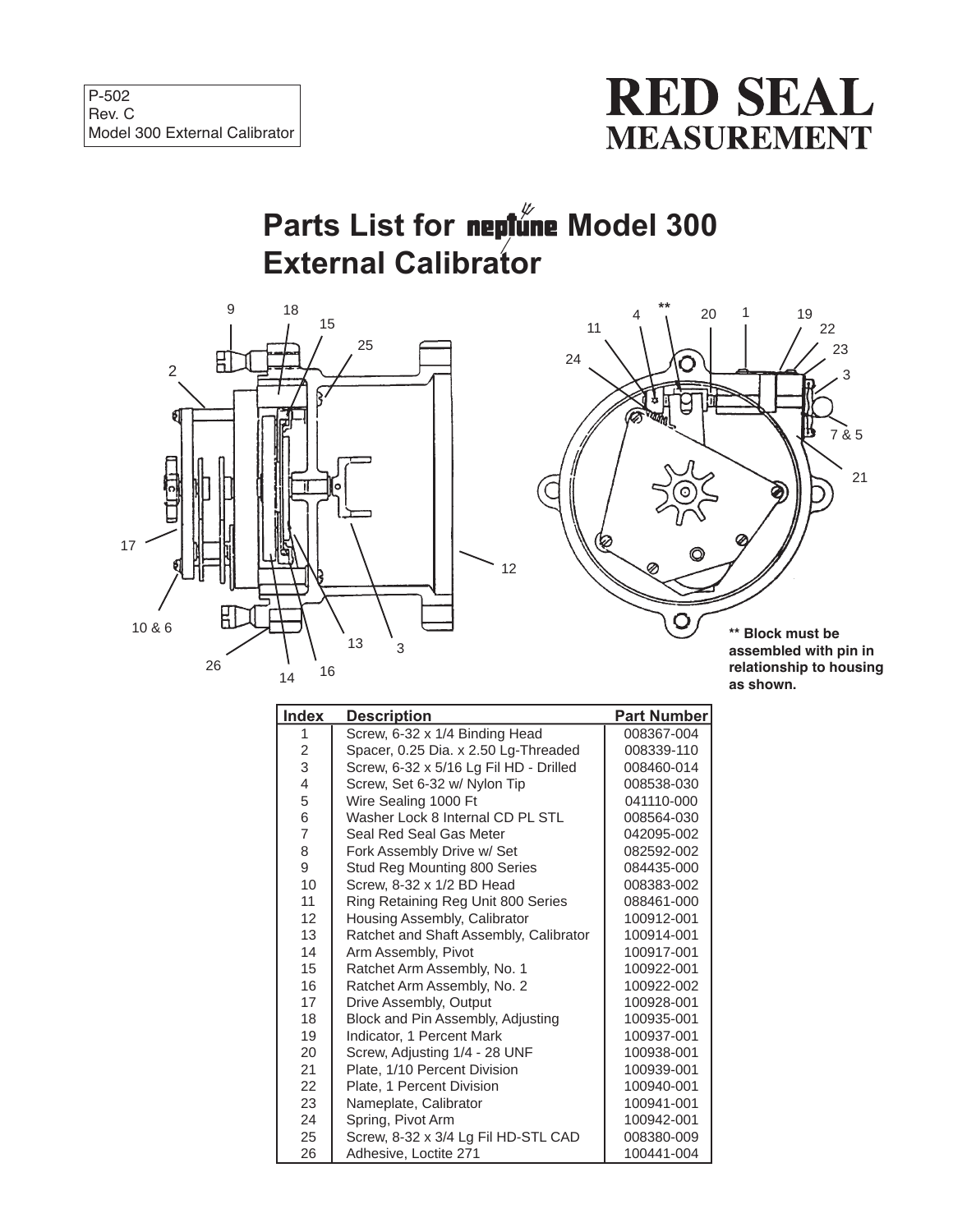P-502
Rev. C
Model 300 External Calibrator

**RED SEAL MEASUREMENT**

# Parts List for neptune Model 300 External Calibrator

**\*\* Block must be assembled with pin in relationship to housing as shown.**

| Index | Description | Part Number |
|---|---|---|
| 1 | Screw, 6-32 x 1/4 Binding Head | 008367-004 |
| 2 | Spacer, 0.25 Dia. x 2.50 Lg-Threaded | 008339-110 |
| 3 | Screw, 6-32 x 5/16 Lg Fil HD - Drilled | 008460-014 |
| 4 | Screw, Set 6-32 w/ Nylon Tip | 008538-030 |
| 5 | Wire Sealing 1000 Ft | 041110-000 |
| 6 | Washer Lock 8 Internal CD PL STL | 008564-030 |
| 7 | Seal Red Seal Gas Meter | 042095-002 |
| 8 | Fork Assembly Drive w/ Set | 082592-002 |
| 9 | Stud Reg Mounting 800 Series | 084435-000 |
| 10 | Screw, 8-32 x 1/2 BD Head | 008383-002 |
| 11 | Ring Retaining Reg Unit 800 Series | 088461-000 |
| 12 | Housing Assembly, Calibrator | 100912-001 |
| 13 | Ratchet and Shaft Assembly, Calibrator | 100914-001 |
| 14 | Arm Assembly, Pivot | 100917-001 |
| 15 | Ratchet Arm Assembly, No. 1 | 100922-001 |
| 16 | Ratchet Arm Assembly, No. 2 | 100922-002 |
| 17 | Drive Assembly, Output | 100928-001 |
| 18 | Block and Pin Assembly, Adjusting | 100935-001 |
| 19 | Indicator, 1 Percent Mark | 100937-001 |
| 20 | Screw, Adjusting 1/4 - 28 UNF | 100938-001 |
| 21 | Plate, 1/10 Percent Division | 100939-001 |
| 22 | Plate, 1 Percent Division | 100940-001 |
| 23 | Nameplate, Calibrator | 100941-001 |
| 24 | Spring, Pivot Arm | 100942-001 |
| 25 | Screw, 8-32 x 3/4 Lg Fil HD-STL CAD | 008380-009 |
| 26 | Adhesive, Loctite 271 | 100441-004 |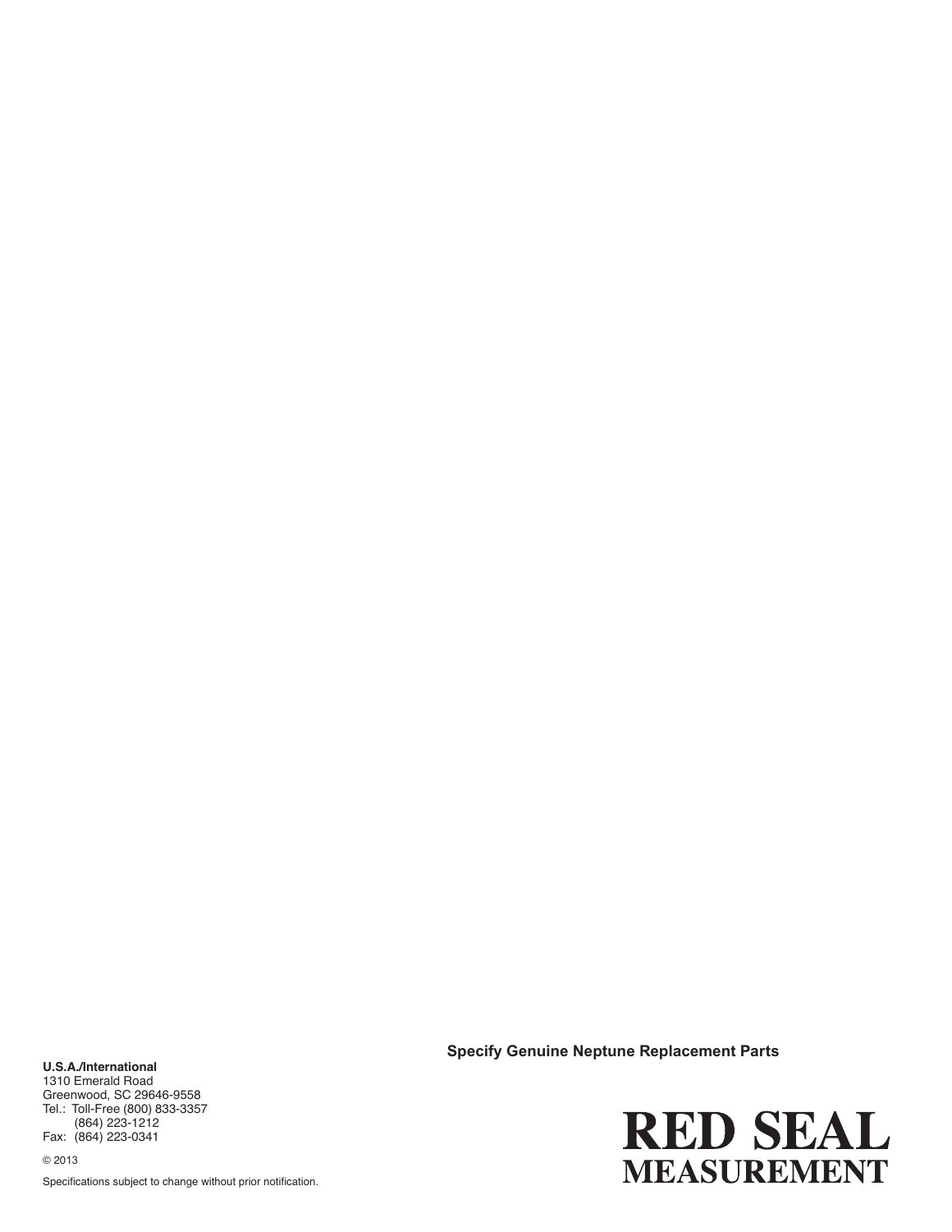**Specify Genuine Neptune Replacement Parts**

**U.S.A./International**
1310 Emerald Road
Greenwood, SC 29646-9558
Tel.: Toll-Free (800) 833-3357
(864) 223-1212
Fax: (864) 223-0341

© 2013

Specifications subject to change without prior notification.

**RED SEAL**
**MEASUREMENT**